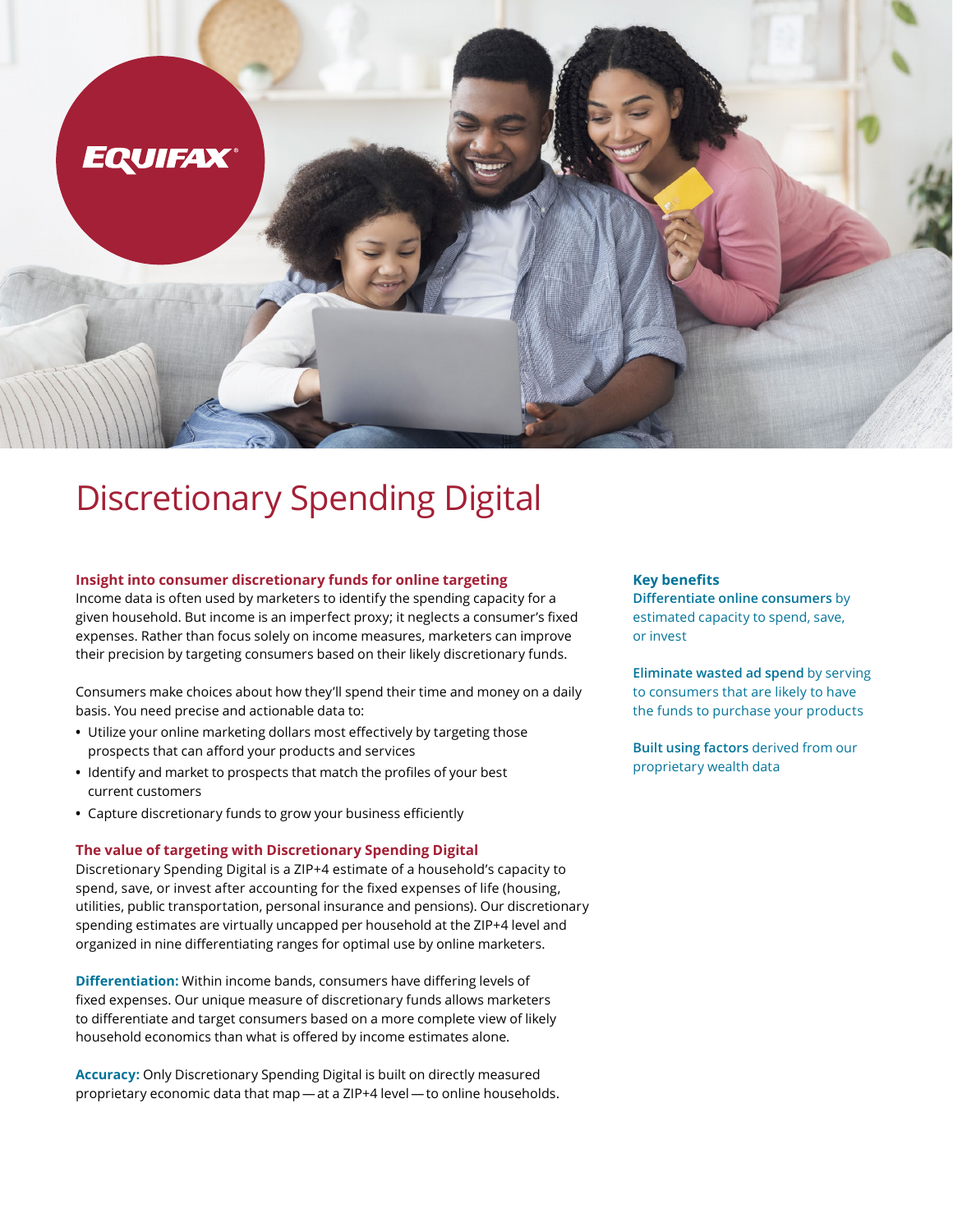EQUIFAX

# Discretionary Spending Digital

### Insight into consumer discretionary funds for online targeting

Income data is often used by marketers to identify the spending capacity for a given household. But income is an imperfect proxy; it neglects a consumer's fixed expenses. Rather than focus solely on income measures, marketers can improve their precision by targeting consumers based on their likely discretionary funds.

Consumers make choices about how they'll spend their time and money on a daily basis. You need precise and actionable data to:

- Utilize your online marketing dollars most effectively by targeting those prospects that can afford your products and services
- Identify and market to prospects that match the profiles of your best current customers
- Capture discretionary funds to grow your business efficiently

### The value of targeting with Discretionary Spending Digital

Discretionary Spending Digital is a ZIP+4 estimate of a household's capacity to spend, save, or invest after accounting for the fixed expenses of life (housing, utilities, public transportation, personal insurance and pensions). Our discretionary spending estimates are virtually uncapped per household at the ZIP+4 level and organized in nine differentiating ranges for optimal use by online marketers.

**Differentiation:** Within income bands, consumers have differing levels of fixed expenses. Our unique measure of discretionary funds allows marketers to differentiate and target consumers based on a more complete view of likely household economics than what is offered by income estimates alone.

**Accuracy:** Only Discretionary Spending Digital is built on directly measured proprietary economic data that map — at a ZIP+4 level — to online households.

### Key benefits

**Differentiate online consumers** by estimated capacity to spend, save, or invest

**Eliminate wasted ad spend** by serving to consumers that are likely to have the funds to purchase your products

**Built using factors** derived from our proprietary wealth data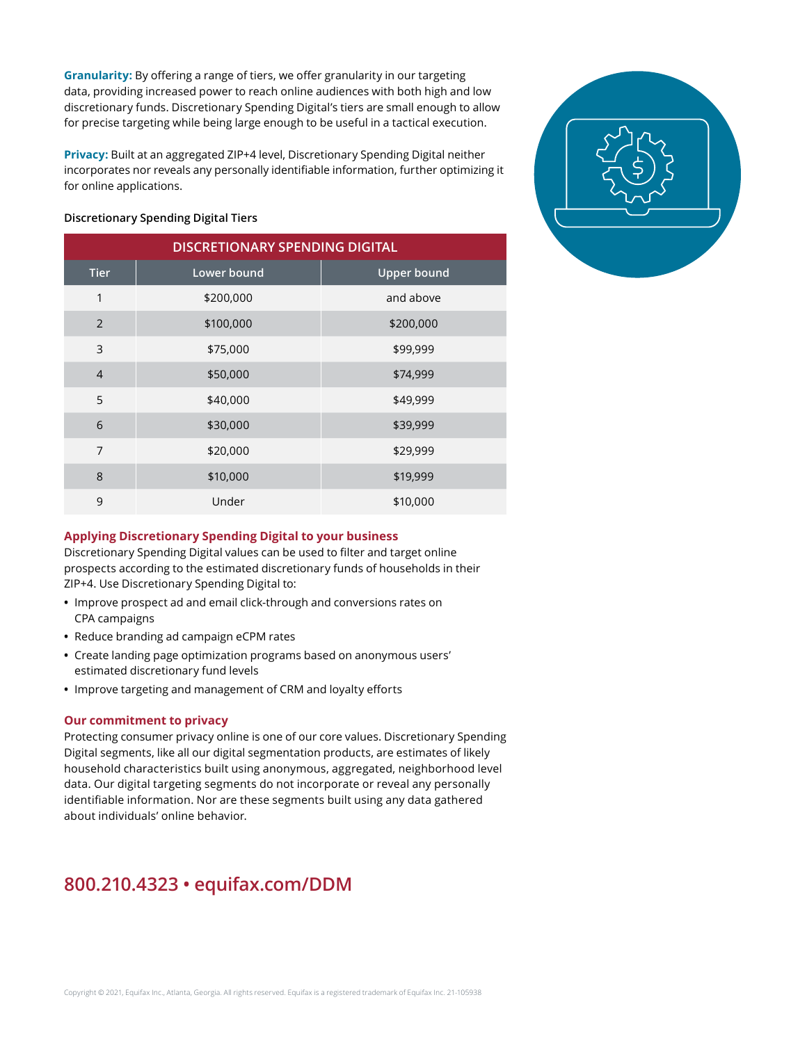**Granularity:** By offering a range of tiers, we offer granularity in our targeting data, providing increased power to reach online audiences with both high and low discretionary funds. Discretionary Spending Digital's tiers are small enough to allow for precise targeting while being large enough to be useful in a tactical execution.

**Privacy:** Built at an aggregated ZIP+4 level, Discretionary Spending Digital neither incorporates nor reveals any personally identifiable information, further optimizing it for online applications.

**Discretionary Spending Digital Tiers**

| DISCRETIONARY SPENDING DIGITAL | | |
|---|---|---|
| Tier | Lower bound | Upper bound |
| 1 | $200,000 | and above |
| 2 | $100,000 | $200,000 |
| 3 | $75,000 | $99,999 |
| 4 | $50,000 | $74,999 |
| 5 | $40,000 | $49,999 |
| 6 | $30,000 | $39,999 |
| 7 | $20,000 | $29,999 |
| 8 | $10,000 | $19,999 |
| 9 | Under | $10,000 |

## Applying Discretionary Spending Digital to your business

Discretionary Spending Digital values can be used to filter and target online prospects according to the estimated discretionary funds of households in their ZIP+4. Use Discretionary Spending Digital to:

- Improve prospect ad and email click-through and conversions rates on CPA campaigns
- Reduce branding ad campaign eCPM rates
- Create landing page optimization programs based on anonymous users' estimated discretionary fund levels
- Improve targeting and management of CRM and loyalty efforts

## Our commitment to privacy

Protecting consumer privacy online is one of our core values. Discretionary Spending Digital segments, like all our digital segmentation products, are estimates of likely household characteristics built using anonymous, aggregated, neighborhood level data. Our digital targeting segments do not incorporate or reveal any personally identifiable information. Nor are these segments built using any data gathered about individuals' online behavior.

## 800.210.4323 • equifax.com/DDM

Copyright © 2021, Equifax Inc., Atlanta, Georgia. All rights reserved. Equifax is a registered trademark of Equifax Inc. 21-105938